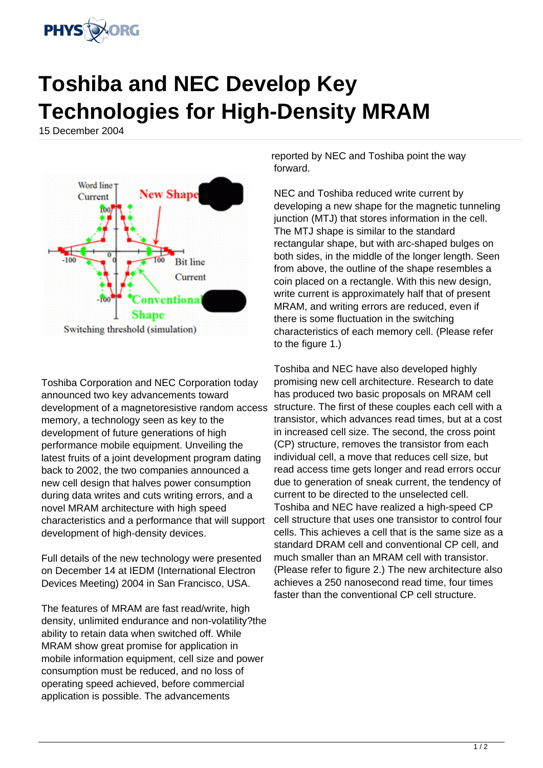# Toshiba and NEC Develop Key Technologies for High-Density MRAM

15 December 2004

Toshiba Corporation and NEC Corporation today announced two key advancements toward development of a magnetoresistive random access memory, a technology seen as key to the development of future generations of high performance mobile equipment. Unveiling the latest fruits of a joint development program dating back to 2002, the two companies announced a new cell design that halves power consumption during data writes and cuts writing errors, and a novel MRAM architecture with high speed characteristics and a performance that will support development of high-density devices.

Full details of the new technology were presented on December 14 at IEDM (International Electron Devices Meeting) 2004 in San Francisco, USA.

The features of MRAM are fast read/write, high density, unlimited endurance and non-volatility?the ability to retain data when switched off. While MRAM show great promise for application in mobile information equipment, cell size and power consumption must be reduced, and no loss of operating speed achieved, before commercial application is possible. The advancements reported by NEC and Toshiba point the way forward.

NEC and Toshiba reduced write current by developing a new shape for the magnetic tunneling junction (MTJ) that stores information in the cell. The MTJ shape is similar to the standard rectangular shape, but with arc-shaped bulges on both sides, in the middle of the longer length. Seen from above, the outline of the shape resembles a coin placed on a rectangle. With this new design, write current is approximately half that of present MRAM, and writing errors are reduced, even if there is some fluctuation in the switching characteristics of each memory cell. (Please refer to the figure 1.)

Toshiba and NEC have also developed highly promising new cell architecture. Research to date has produced two basic proposals on MRAM cell structure. The first of these couples each cell with a transistor, which advances read times, but at a cost in increased cell size. The second, the cross point (CP) structure, removes the transistor from each individual cell, a move that reduces cell size, but read access time gets longer and read errors occur due to generation of sneak current, the tendency of current to be directed to the unselected cell. Toshiba and NEC have realized a high-speed CP cell structure that uses one transistor to control four cells. This achieves a cell that is the same size as a standard DRAM cell and conventional CP cell, and much smaller than an MRAM cell with transistor. (Please refer to figure 2.) The new architecture also achieves a 250 nanosecond read time, four times faster than the conventional CP cell structure.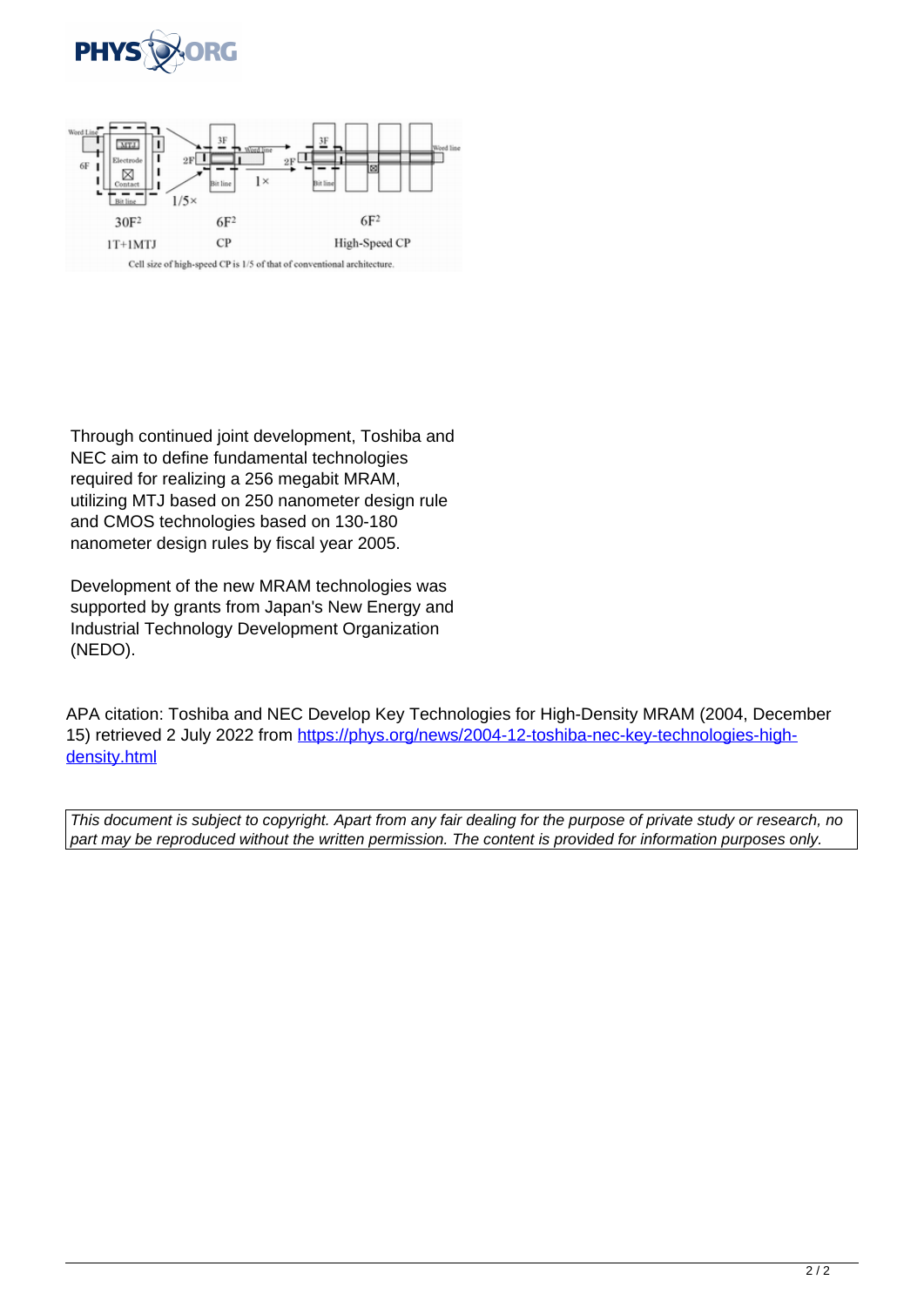Word Line
6F
MTJ
Electrode
Contact
Bit line
1/5×
30F²
1T+1MTJ
3F
2F
Word line
Bit line
6F²
CP
1×
3F
2F
Bit line
Word line
6F²
High-Speed CP

Cell size of high-speed CP is 1/5 of that of conventional architecture.

Through continued joint development, Toshiba and NEC aim to define fundamental technologies required for realizing a 256 megabit MRAM, utilizing MTJ based on 250 nanometer design rule and CMOS technologies based on 130-180 nanometer design rules by fiscal year 2005.

Development of the new MRAM technologies was supported by grants from Japan's New Energy and Industrial Technology Development Organization (NEDO).

APA citation: Toshiba and NEC Develop Key Technologies for High-Density MRAM (2004, December 15) retrieved 2 July 2022 from https://phys.org/news/2004-12-toshiba-nec-key-technologies-high-density.html

*This document is subject to copyright. Apart from any fair dealing for the purpose of private study or research, no part may be reproduced without the written permission. The content is provided for information purposes only.*